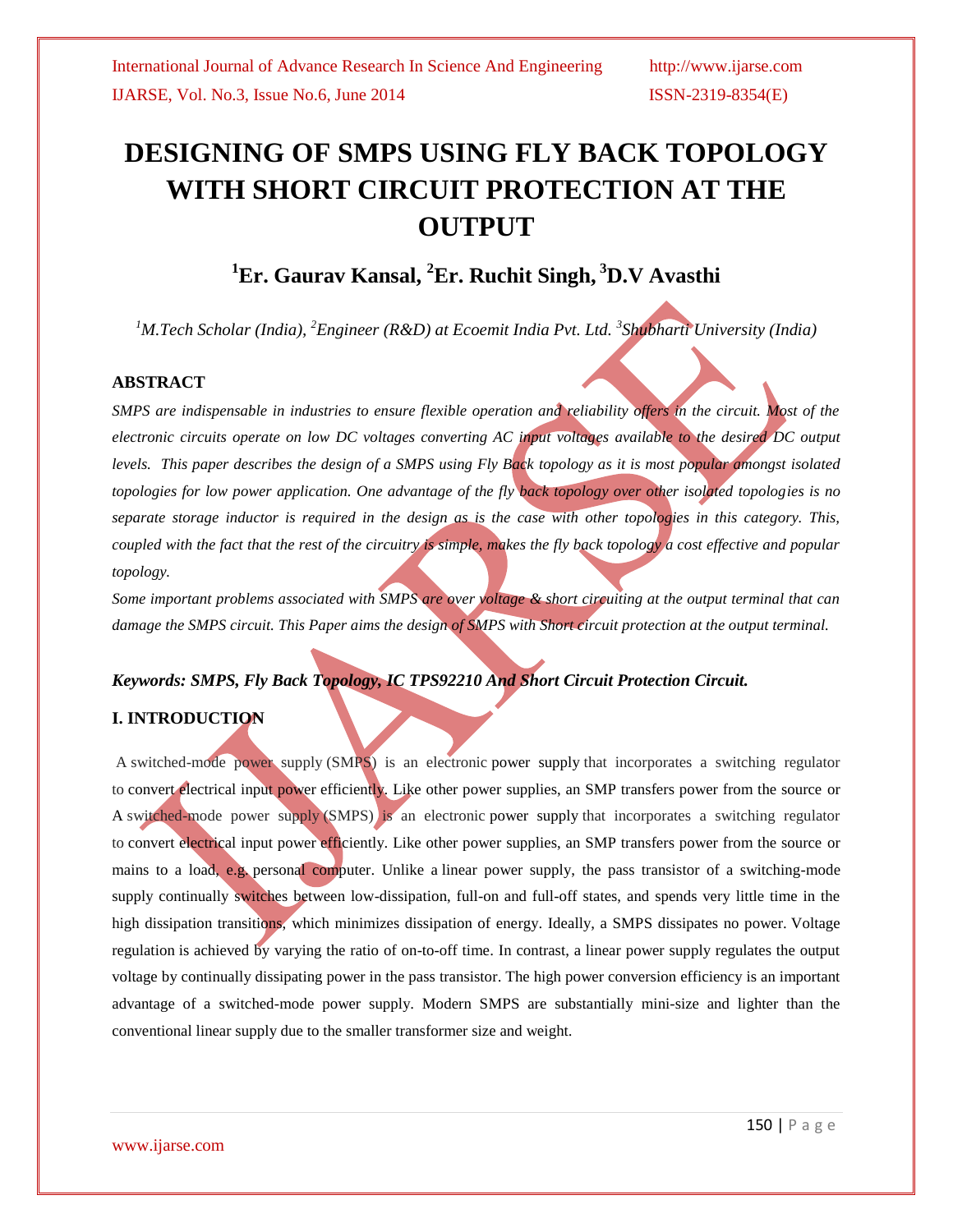# DESIGNING OF SMPS USING FLY BACK TOPOLOGY WITH SHORT CIRCUIT PROTECTION AT THE OUTPUT

**[1]Er. Gaurav Kansal, [2]Er. Ruchit Singh, [3]D.V Avasthi**

*[1]M.Tech Scholar (India), [2]Engineer (R&D) at Ecoemit India Pvt. Ltd. [3]Shubharti University (India)*

## ABSTRACT

*SMPS are indispensable in industries to ensure flexible operation and reliability offers in the circuit. Most of the electronic circuits operate on low DC voltages converting AC input voltages available to the desired DC output levels. This paper describes the design of a SMPS using Fly Back topology as it is most popular amongst isolated topologies for low power application. One advantage of the fly back topology over other isolated topologies is no separate storage inductor is required in the design as is the case with other topologies in this category. This, coupled with the fact that the rest of the circuitry is simple, makes the fly back topology a cost effective and popular topology.*

*Some important problems associated with SMPS are over voltage & short circuiting at the output terminal that can damage the SMPS circuit. This Paper aims the design of SMPS with Short circuit protection at the output terminal.*

***Keywords: SMPS, Fly Back Topology, IC TPS92210 And Short Circuit Protection Circuit.***

## I. INTRODUCTION

A switched-mode power supply (SMPS) is an electronic power supply that incorporates a switching regulator to convert electrical input power efficiently. Like other power supplies, an SMP transfers power from the source or A switched-mode power supply (SMPS) is an electronic power supply that incorporates a switching regulator to convert electrical input power efficiently. Like other power supplies, an SMP transfers power from the source or mains to a load, e.g. personal computer. Unlike a linear power supply, the pass transistor of a switching-mode supply continually switches between low-dissipation, full-on and full-off states, and spends very little time in the high dissipation transitions, which minimizes dissipation of energy. Ideally, a SMPS dissipates no power. Voltage regulation is achieved by varying the ratio of on-to-off time. In contrast, a linear power supply regulates the output voltage by continually dissipating power in the pass transistor. The high power conversion efficiency is an important advantage of a switched-mode power supply. Modern SMPS are substantially mini-size and lighter than the conventional linear supply due to the smaller transformer size and weight.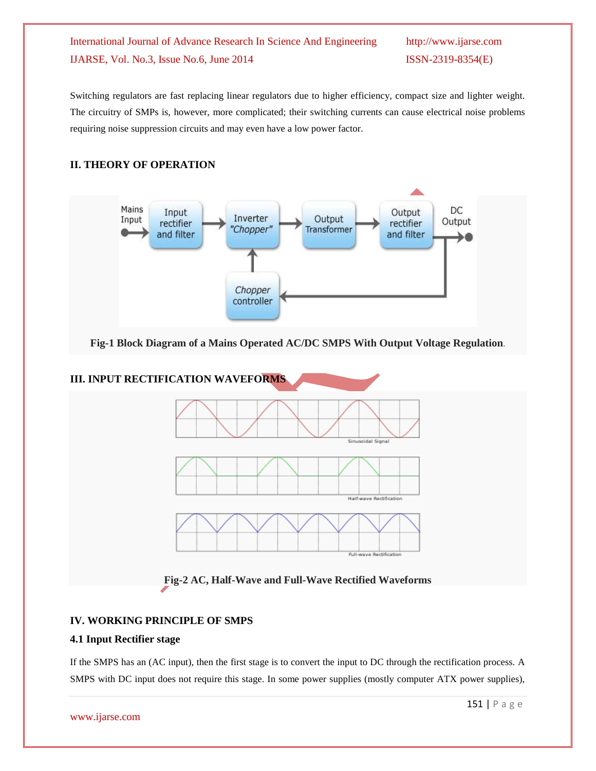Switching regulators are fast replacing linear regulators due to higher efficiency, compact size and lighter weight. The circuitry of SMPs is, however, more complicated; their switching currents can cause electrical noise problems requiring noise suppression circuits and may even have a low power factor.

## II. THEORY OF OPERATION

**Fig-1 Block Diagram of a Mains Operated AC/DC SMPS With Output Voltage Regulation**.

## III. INPUT RECTIFICATION WAVEFORMS

**Fig-2 AC, Half-Wave and Full-Wave Rectified Waveforms**

## IV. WORKING PRINCIPLE OF SMPS

### 4.1 Input Rectifier stage

If the SMPS has an (AC input), then the first stage is to convert the input to DC through the rectification process. A SMPS with DC input does not require this stage. In some power supplies (mostly computer ATX power supplies),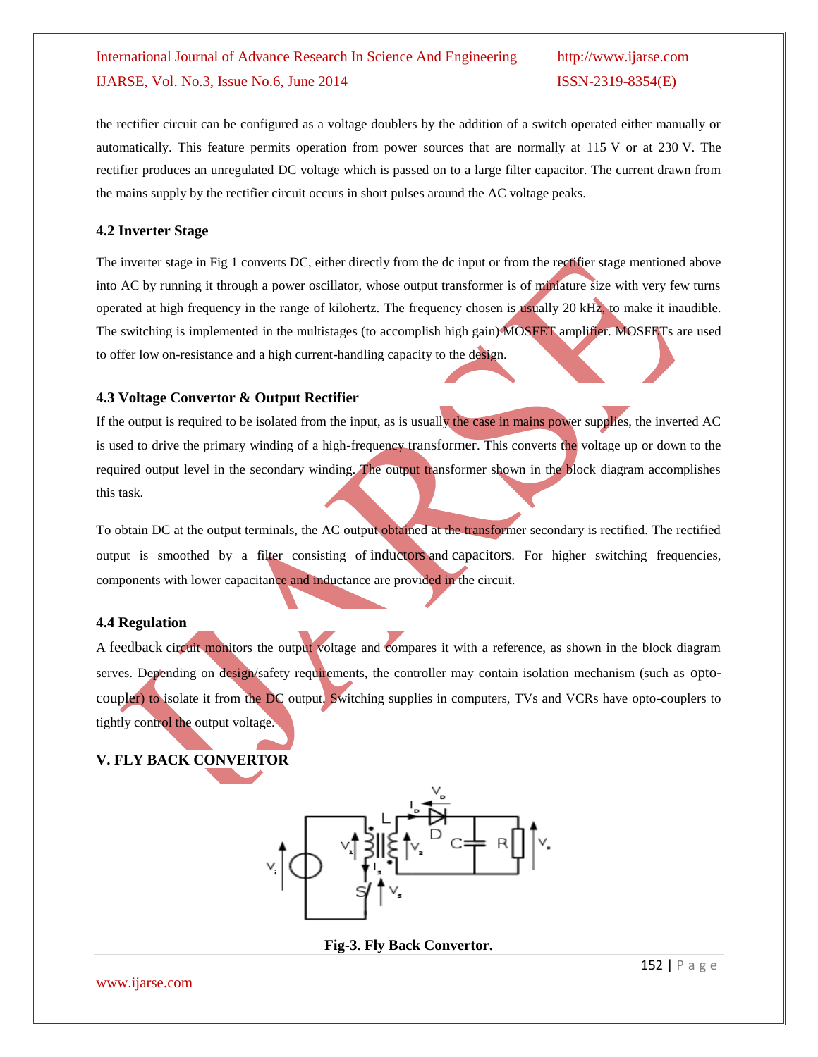the rectifier circuit can be configured as a voltage doublers by the addition of a switch operated either manually or automatically. This feature permits operation from power sources that are normally at 115 V or at 230 V. The rectifier produces an unregulated DC voltage which is passed on to a large filter capacitor. The current drawn from the mains supply by the rectifier circuit occurs in short pulses around the AC voltage peaks.

### 4.2 Inverter Stage

The inverter stage in Fig 1 converts DC, either directly from the dc input or from the rectifier stage mentioned above into AC by running it through a power oscillator, whose output transformer is of miniature size with very few turns operated at high frequency in the range of kilohertz. The frequency chosen is usually 20 kHz, to make it inaudible. The switching is implemented in the multistages (to accomplish high gain) MOSFET amplifier. MOSFETs are used to offer low on-resistance and a high current-handling capacity to the design.

### 4.3 Voltage Convertor & Output Rectifier

If the output is required to be isolated from the input, as is usually the case in mains power supplies, the inverted AC is used to drive the primary winding of a high-frequency transformer. This converts the voltage up or down to the required output level in the secondary winding. The output transformer shown in the block diagram accomplishes this task.

To obtain DC at the output terminals, the AC output obtained at the transformer secondary is rectified. The rectified output is smoothed by a filter consisting of inductors and capacitors. For higher switching frequencies, components with lower capacitance and inductance are provided in the circuit.

### 4.4 Regulation

A feedback circuit monitors the output voltage and compares it with a reference, as shown in the block diagram serves. Depending on design/safety requirements, the controller may contain isolation mechanism (such as opto-coupler) to isolate it from the DC output. Switching supplies in computers, TVs and VCRs have opto-couplers to tightly control the output voltage.

## V. FLY BACK CONVERTOR

**Fig-3. Fly Back Convertor.**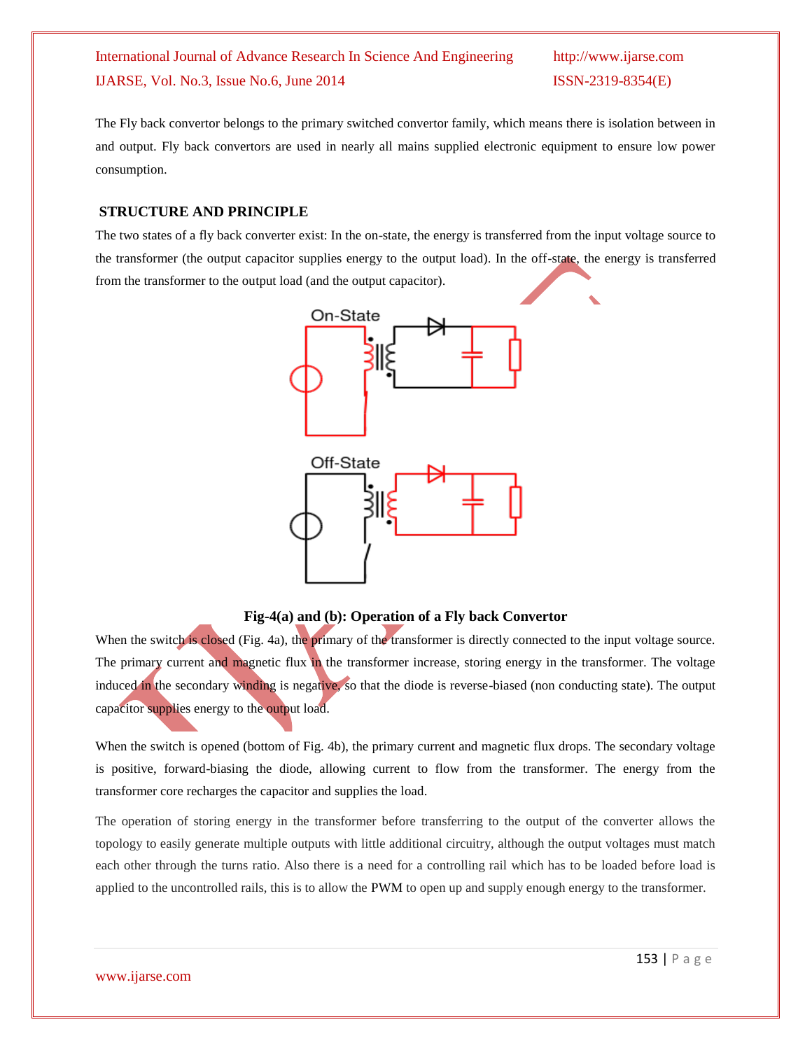The Fly back convertor belongs to the primary switched convertor family, which means there is isolation between in and output. Fly back convertors are used in nearly all mains supplied electronic equipment to ensure low power consumption.

## STRUCTURE AND PRINCIPLE

The two states of a fly back converter exist: In the on-state, the energy is transferred from the input voltage source to the transformer (the output capacitor supplies energy to the output load). In the off-state, the energy is transferred from the transformer to the output load (and the output capacitor).

**Fig-4(a) and (b): Operation of a Fly back Convertor**

When the switch is closed (Fig. 4a), the primary of the transformer is directly connected to the input voltage source. The primary current and magnetic flux in the transformer increase, storing energy in the transformer. The voltage induced in the secondary winding is negative, so that the diode is reverse-biased (non conducting state). The output capacitor supplies energy to the output load.

When the switch is opened (bottom of Fig. 4b), the primary current and magnetic flux drops. The secondary voltage is positive, forward-biasing the diode, allowing current to flow from the transformer. The energy from the transformer core recharges the capacitor and supplies the load.

The operation of storing energy in the transformer before transferring to the output of the converter allows the topology to easily generate multiple outputs with little additional circuitry, although the output voltages must match each other through the turns ratio. Also there is a need for a controlling rail which has to be loaded before load is applied to the uncontrolled rails, this is to allow the PWM to open up and supply enough energy to the transformer.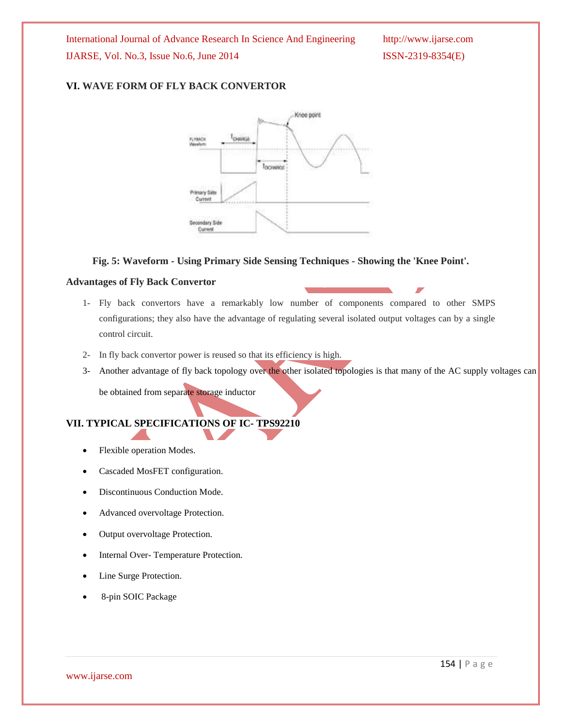## VI. WAVE FORM OF FLY BACK CONVERTOR

**Fig. 5: Waveform - Using Primary Side Sensing Techniques - Showing the 'Knee Point'.**

### Advantages of Fly Back Convertor

1- Fly back convertors have a remarkably low number of components compared to other SMPS configurations; they also have the advantage of regulating several isolated output voltages can by a single control circuit.

2- In fly back convertor power is reused so that its efficiency is high.

3- Another advantage of fly back topology over the other isolated topologies is that many of the AC supply voltages can be obtained from separate storage inductor

## VII. TYPICAL SPECIFICATIONS OF IC- TPS92210

- Flexible operation Modes.
- Cascaded MosFET configuration.
- Discontinuous Conduction Mode.
- Advanced overvoltage Protection.
- Output overvoltage Protection.
- Internal Over- Temperature Protection.
- Line Surge Protection.
- 8-pin SOIC Package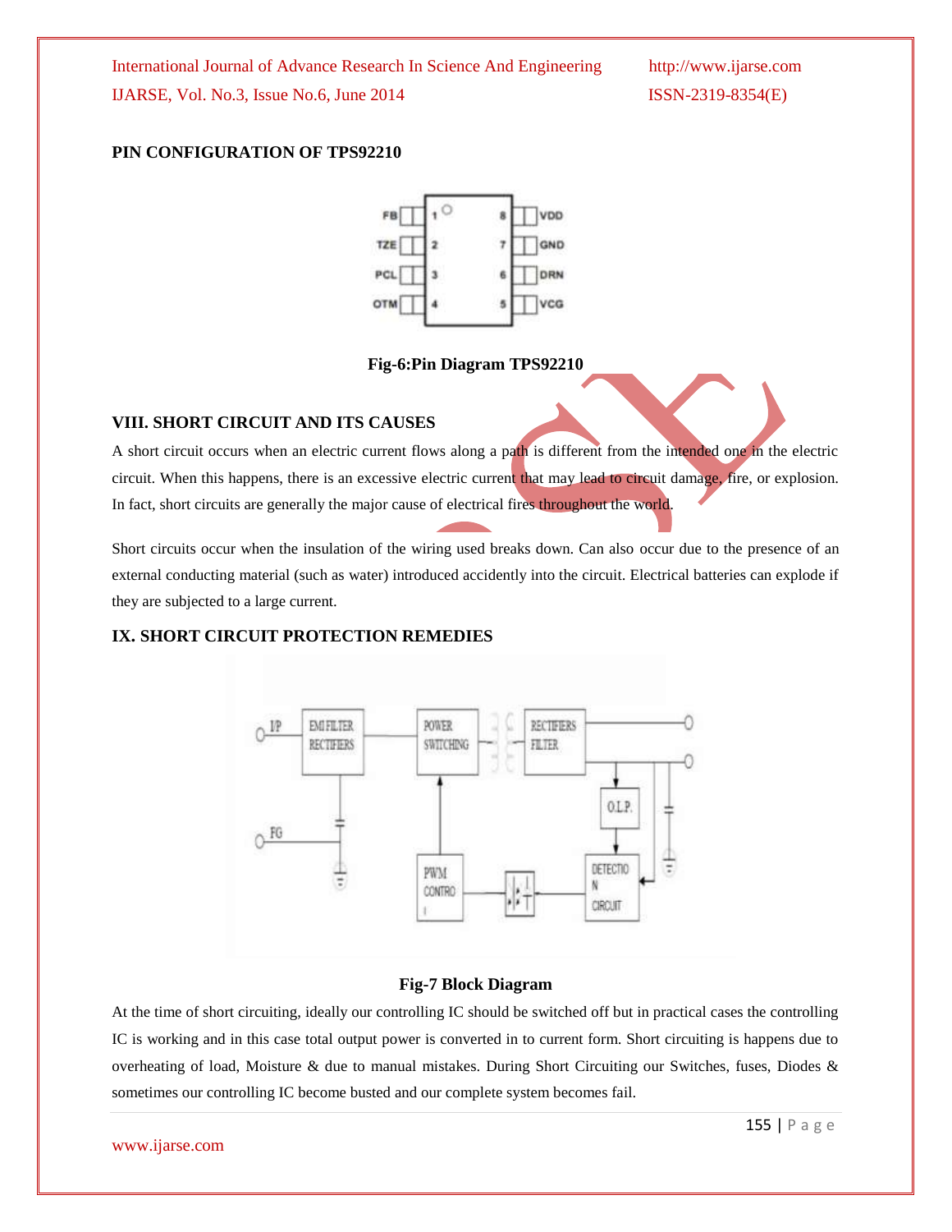**PIN CONFIGURATION OF TPS92210**

Fig-6:Pin Diagram TPS92210

## VIII. SHORT CIRCUIT AND ITS CAUSES

A short circuit occurs when an electric current flows along a path is different from the intended one in the electric circuit. When this happens, there is an excessive electric current that may lead to circuit damage, fire, or explosion. In fact, short circuits are generally the major cause of electrical fires throughout the world.

Short circuits occur when the insulation of the wiring used breaks down. Can also occur due to the presence of an external conducting material (such as water) introduced accidently into the circuit. Electrical batteries can explode if they are subjected to a large current.

## IX. SHORT CIRCUIT PROTECTION REMEDIES

Fig-7 Block Diagram

At the time of short circuiting, ideally our controlling IC should be switched off but in practical cases the controlling IC is working and in this case total output power is converted in to current form. Short circuiting is happens due to overheating of load, Moisture & due to manual mistakes. During Short Circuiting our Switches, fuses, Diodes & sometimes our controlling IC become busted and our complete system becomes fail.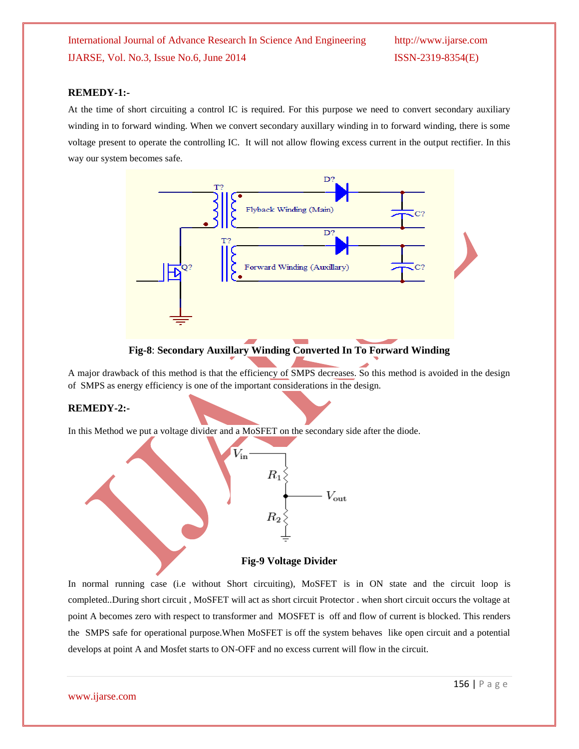**REMEDY-1:-**

At the time of short circuiting a control IC is required. For this purpose we need to convert secondary auxiliary winding in to forward winding. When we convert secondary auxillary winding in to forward winding, there is some voltage present to operate the controlling IC. It will not allow flowing excess current in the output rectifier. In this way our system becomes safe.

**Fig-8**: **Secondary Auxillary Winding Converted In To Forward Winding**

A major drawback of this method is that the efficiency of SMPS decreases. So this method is avoided in the design of SMPS as energy efficiency is one of the important considerations in the design.

**REMEDY-2:-**

In this Method we put a voltage divider and a MoSFET on the secondary side after the diode.

**Fig-9 Voltage Divider**

In normal running case (i.e without Short circuiting), MoSFET is in ON state and the circuit loop is completed..During short circuit , MoSFET will act as short circuit Protector . when short circuit occurs the voltage at point A becomes zero with respect to transformer and MOSFET is off and flow of current is blocked. This renders the SMPS safe for operational purpose.When MoSFET is off the system behaves like open circuit and a potential develops at point A and Mosfet starts to ON-OFF and no excess current will flow in the circuit.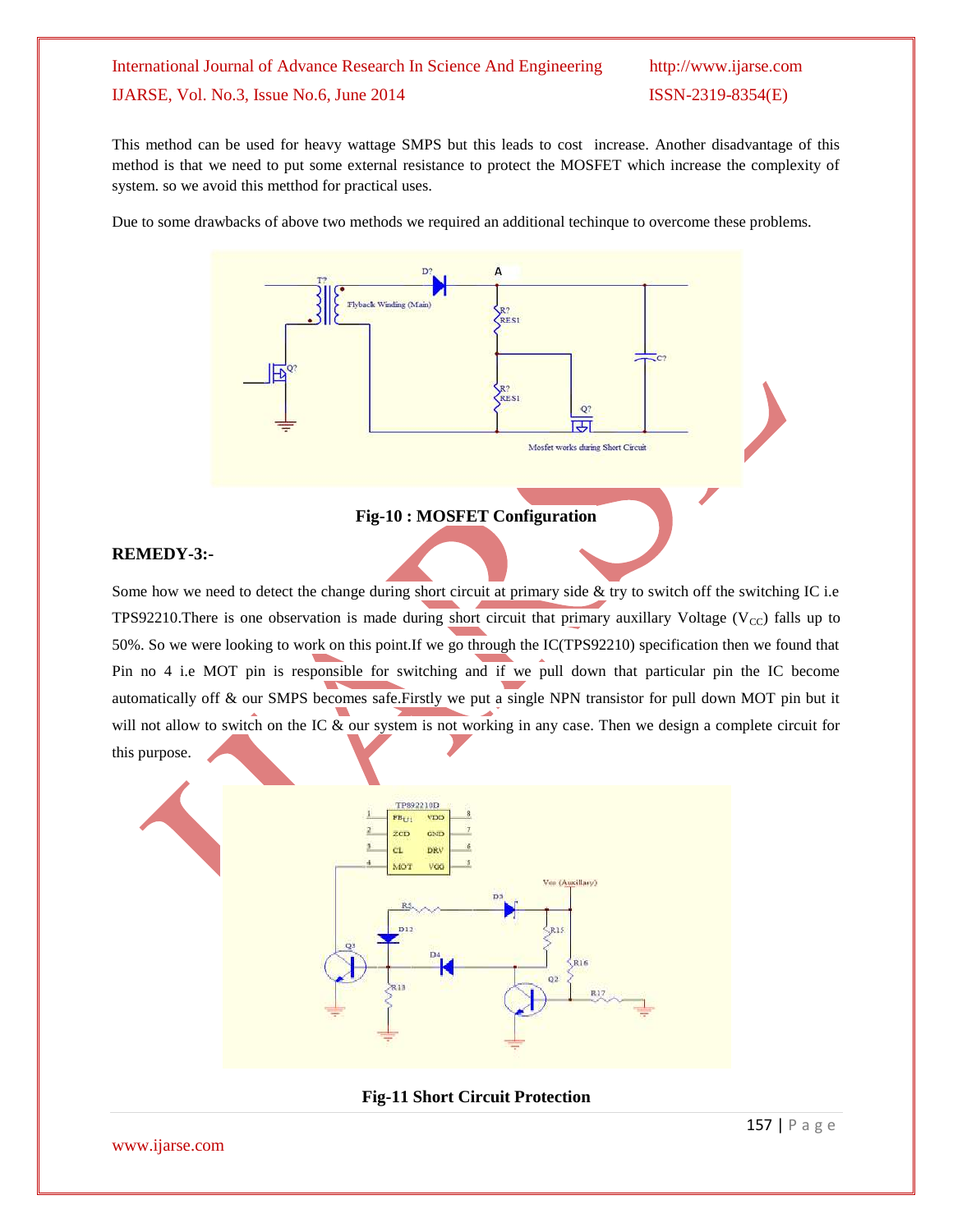This method can be used for heavy wattage SMPS but this leads to cost increase. Another disadvantage of this method is that we need to put some external resistance to protect the MOSFET which increase the complexity of system. so we avoid this metthod for practical uses.

Due to some drawbacks of above two methods we required an additional techinque to overcome these problems.

**Fig-10 : MOSFET Configuration**

## REMEDY-3:-

Some how we need to detect the change during short circuit at primary side & try to switch off the switching IC i.e TPS92210.There is one observation is made during short circuit that primary auxillary Voltage ($V_{CC}$) falls up to 50%. So we were looking to work on this point.If we go through the IC(TPS92210) specification then we found that Pin no 4 i.e MOT pin is responsible for switching and if we pull down that particular pin the IC become automatically off & our SMPS becomes safe.Firstly we put a single NPN transistor for pull down MOT pin but it will not allow to switch on the IC & our system is not working in any case. Then we design a complete circuit for this purpose.

**Fig-11 Short Circuit Protection**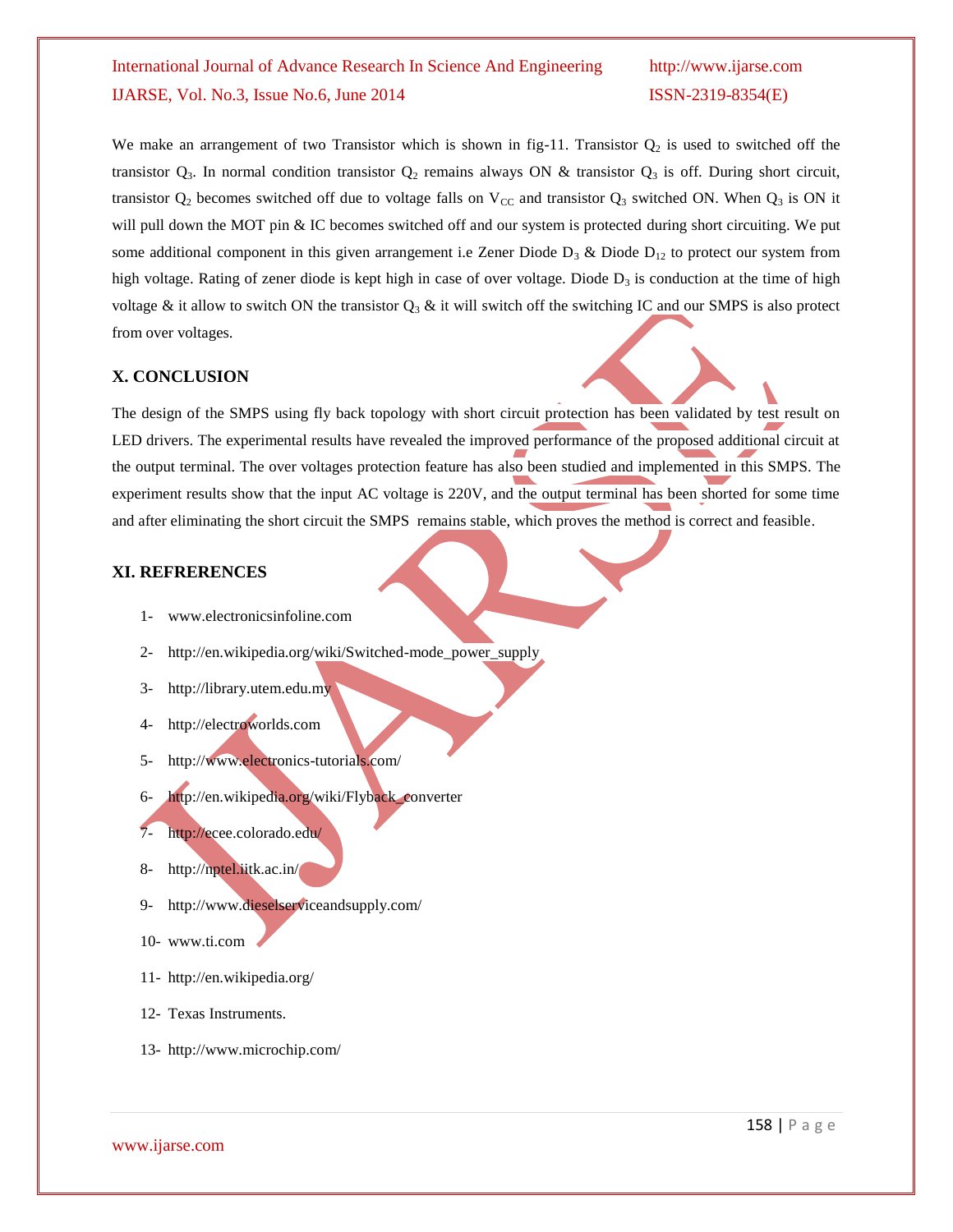We make an arrangement of two Transistor which is shown in fig-11. Transistor $Q_2$ is used to switched off the transistor $Q_3$. In normal condition transistor $Q_2$ remains always ON & transistor $Q_3$ is off. During short circuit, transistor $Q_2$ becomes switched off due to voltage falls on $V_{CC}$ and transistor $Q_3$ switched ON. When $Q_3$ is ON it will pull down the MOT pin & IC becomes switched off and our system is protected during short circuiting. We put some additional component in this given arrangement i.e Zener Diode $D_3$ & Diode $D_{12}$ to protect our system from high voltage. Rating of zener diode is kept high in case of over voltage. Diode $D_3$ is conduction at the time of high voltage & it allow to switch ON the transistor $Q_3$ & it will switch off the switching IC and our SMPS is also protect from over voltages.

## X. CONCLUSION

The design of the SMPS using fly back topology with short circuit protection has been validated by test result on LED drivers. The experimental results have revealed the improved performance of the proposed additional circuit at the output terminal. The over voltages protection feature has also been studied and implemented in this SMPS. The experiment results show that the input AC voltage is 220V, and the output terminal has been shorted for some time and after eliminating the short circuit the SMPS remains stable, which proves the method is correct and feasible.

## XI. REFRERENCES

1- www.electronicsinfoline.com

2- http://en.wikipedia.org/wiki/Switched-mode_power_supply

3- http://library.utem.edu.my

4- http://electroworlds.com

5- http://www.electronics-tutorials.com/

6- http://en.wikipedia.org/wiki/Flyback_converter

7- http://ecee.colorado.edu/

8- http://nptel.iitk.ac.in/

9- http://www.dieselserviceandsupply.com/

10- www.ti.com

11- http://en.wikipedia.org/

12- Texas Instruments.

13- http://www.microchip.com/